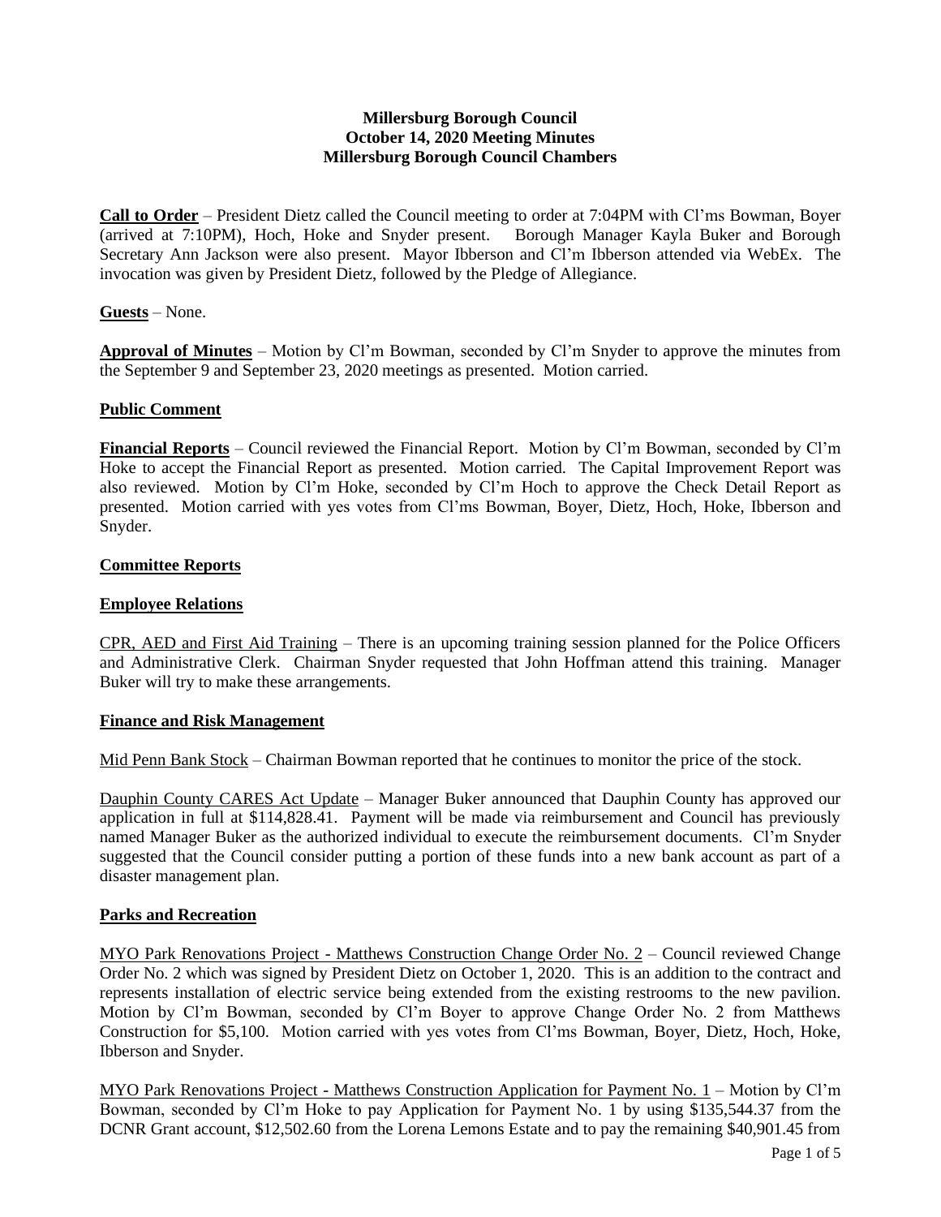# Millersburg Borough Council
## October 14, 2020 Meeting Minutes
## Millersburg Borough Council Chambers

**Call to Order** – President Dietz called the Council meeting to order at 7:04PM with Cl'ms Bowman, Boyer (arrived at 7:10PM), Hoch, Hoke and Snyder present. Borough Manager Kayla Buker and Borough Secretary Ann Jackson were also present. Mayor Ibberson and Cl'm Ibberson attended via WebEx. The invocation was given by President Dietz, followed by the Pledge of Allegiance.

**Guests** – None.

**Approval of Minutes** – Motion by Cl'm Bowman, seconded by Cl'm Snyder to approve the minutes from the September 9 and September 23, 2020 meetings as presented. Motion carried.

**Public Comment**

**Financial Reports** – Council reviewed the Financial Report. Motion by Cl'm Bowman, seconded by Cl'm Hoke to accept the Financial Report as presented. Motion carried. The Capital Improvement Report was also reviewed. Motion by Cl'm Hoke, seconded by Cl'm Hoch to approve the Check Detail Report as presented. Motion carried with yes votes from Cl'ms Bowman, Boyer, Dietz, Hoch, Hoke, Ibberson and Snyder.

**Committee Reports**

**Employee Relations**

CPR, AED and First Aid Training – There is an upcoming training session planned for the Police Officers and Administrative Clerk. Chairman Snyder requested that John Hoffman attend this training. Manager Buker will try to make these arrangements.

**Finance and Risk Management**

Mid Penn Bank Stock – Chairman Bowman reported that he continues to monitor the price of the stock.

Dauphin County CARES Act Update – Manager Buker announced that Dauphin County has approved our application in full at $114,828.41. Payment will be made via reimbursement and Council has previously named Manager Buker as the authorized individual to execute the reimbursement documents. Cl'm Snyder suggested that the Council consider putting a portion of these funds into a new bank account as part of a disaster management plan.

**Parks and Recreation**

MYO Park Renovations Project - Matthews Construction Change Order No. 2 – Council reviewed Change Order No. 2 which was signed by President Dietz on October 1, 2020. This is an addition to the contract and represents installation of electric service being extended from the existing restrooms to the new pavilion. Motion by Cl'm Bowman, seconded by Cl'm Boyer to approve Change Order No. 2 from Matthews Construction for $5,100. Motion carried with yes votes from Cl'ms Bowman, Boyer, Dietz, Hoch, Hoke, Ibberson and Snyder.

MYO Park Renovations Project - Matthews Construction Application for Payment No. 1 – Motion by Cl'm Bowman, seconded by Cl'm Hoke to pay Application for Payment No. 1 by using $135,544.37 from the DCNR Grant account, $12,502.60 from the Lorena Lemons Estate and to pay the remaining $40,901.45 from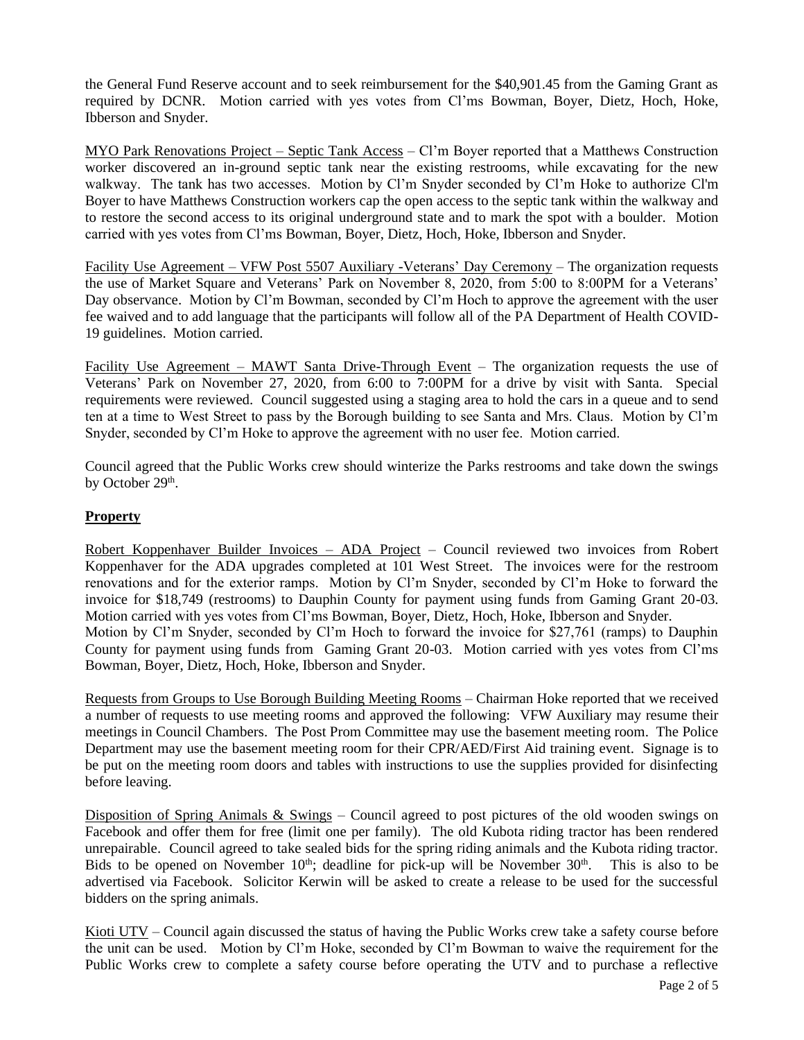the General Fund Reserve account and to seek reimbursement for the $40,901.45 from the Gaming Grant as required by DCNR. Motion carried with yes votes from Cl'ms Bowman, Boyer, Dietz, Hoch, Hoke, Ibberson and Snyder.

MYO Park Renovations Project – Septic Tank Access – Cl'm Boyer reported that a Matthews Construction worker discovered an in-ground septic tank near the existing restrooms, while excavating for the new walkway. The tank has two accesses. Motion by Cl'm Snyder seconded by Cl'm Hoke to authorize Cl'm Boyer to have Matthews Construction workers cap the open access to the septic tank within the walkway and to restore the second access to its original underground state and to mark the spot with a boulder. Motion carried with yes votes from Cl'ms Bowman, Boyer, Dietz, Hoch, Hoke, Ibberson and Snyder.

Facility Use Agreement – VFW Post 5507 Auxiliary -Veterans' Day Ceremony – The organization requests the use of Market Square and Veterans' Park on November 8, 2020, from 5:00 to 8:00PM for a Veterans' Day observance. Motion by Cl'm Bowman, seconded by Cl'm Hoch to approve the agreement with the user fee waived and to add language that the participants will follow all of the PA Department of Health COVID-19 guidelines. Motion carried.

Facility Use Agreement – MAWT Santa Drive-Through Event – The organization requests the use of Veterans' Park on November 27, 2020, from 6:00 to 7:00PM for a drive by visit with Santa. Special requirements were reviewed. Council suggested using a staging area to hold the cars in a queue and to send ten at a time to West Street to pass by the Borough building to see Santa and Mrs. Claus. Motion by Cl'm Snyder, seconded by Cl'm Hoke to approve the agreement with no user fee. Motion carried.

Council agreed that the Public Works crew should winterize the Parks restrooms and take down the swings by October 29th.

## Property

Robert Koppenhaver Builder Invoices – ADA Project – Council reviewed two invoices from Robert Koppenhaver for the ADA upgrades completed at 101 West Street. The invoices were for the restroom renovations and for the exterior ramps. Motion by Cl'm Snyder, seconded by Cl'm Hoke to forward the invoice for $18,749 (restrooms) to Dauphin County for payment using funds from Gaming Grant 20-03. Motion carried with yes votes from Cl'ms Bowman, Boyer, Dietz, Hoch, Hoke, Ibberson and Snyder.
Motion by Cl'm Snyder, seconded by Cl'm Hoch to forward the invoice for $27,761 (ramps) to Dauphin County for payment using funds from Gaming Grant 20-03. Motion carried with yes votes from Cl'ms Bowman, Boyer, Dietz, Hoch, Hoke, Ibberson and Snyder.

Requests from Groups to Use Borough Building Meeting Rooms – Chairman Hoke reported that we received a number of requests to use meeting rooms and approved the following: VFW Auxiliary may resume their meetings in Council Chambers. The Post Prom Committee may use the basement meeting room. The Police Department may use the basement meeting room for their CPR/AED/First Aid training event. Signage is to be put on the meeting room doors and tables with instructions to use the supplies provided for disinfecting before leaving.

Disposition of Spring Animals & Swings – Council agreed to post pictures of the old wooden swings on Facebook and offer them for free (limit one per family). The old Kubota riding tractor has been rendered unrepairable. Council agreed to take sealed bids for the spring riding animals and the Kubota riding tractor. Bids to be opened on November 10th; deadline for pick-up will be November 30th. This is also to be advertised via Facebook. Solicitor Kerwin will be asked to create a release to be used for the successful bidders on the spring animals.

Kioti UTV – Council again discussed the status of having the Public Works crew take a safety course before the unit can be used. Motion by Cl'm Hoke, seconded by Cl'm Bowman to waive the requirement for the Public Works crew to complete a safety course before operating the UTV and to purchase a reflective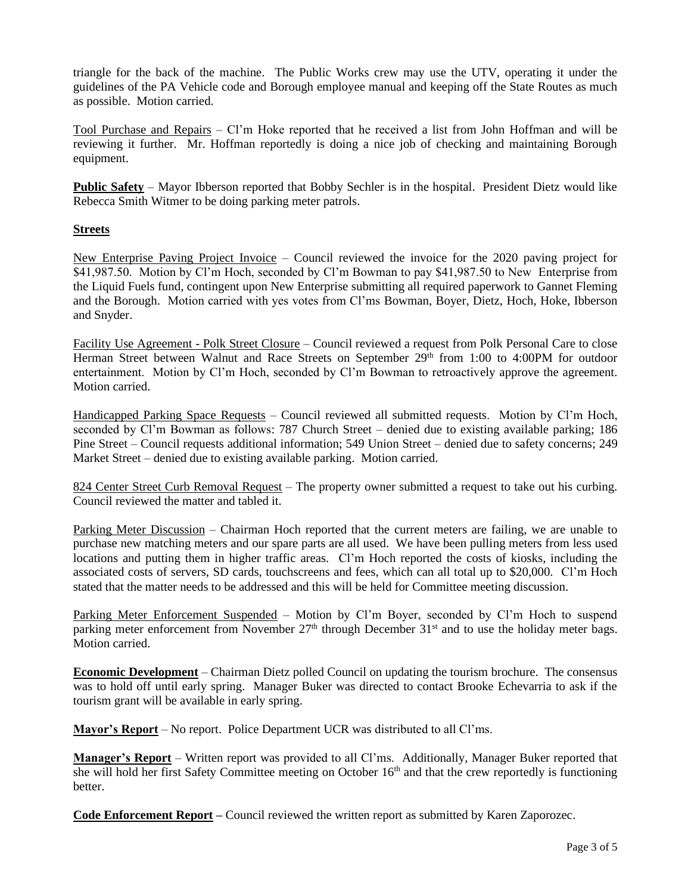triangle for the back of the machine. The Public Works crew may use the UTV, operating it under the guidelines of the PA Vehicle code and Borough employee manual and keeping off the State Routes as much as possible. Motion carried.

Tool Purchase and Repairs – Cl'm Hoke reported that he received a list from John Hoffman and will be reviewing it further. Mr. Hoffman reportedly is doing a nice job of checking and maintaining Borough equipment.

**Public Safety** – Mayor Ibberson reported that Bobby Sechler is in the hospital. President Dietz would like Rebecca Smith Witmer to be doing parking meter patrols.

**Streets**

New Enterprise Paving Project Invoice – Council reviewed the invoice for the 2020 paving project for $41,987.50. Motion by Cl'm Hoch, seconded by Cl'm Bowman to pay $41,987.50 to New Enterprise from the Liquid Fuels fund, contingent upon New Enterprise submitting all required paperwork to Gannet Fleming and the Borough. Motion carried with yes votes from Cl'ms Bowman, Boyer, Dietz, Hoch, Hoke, Ibberson and Snyder.

Facility Use Agreement - Polk Street Closure – Council reviewed a request from Polk Personal Care to close Herman Street between Walnut and Race Streets on September 29th from 1:00 to 4:00PM for outdoor entertainment. Motion by Cl'm Hoch, seconded by Cl'm Bowman to retroactively approve the agreement. Motion carried.

Handicapped Parking Space Requests – Council reviewed all submitted requests. Motion by Cl'm Hoch, seconded by Cl'm Bowman as follows: 787 Church Street – denied due to existing available parking; 186 Pine Street – Council requests additional information; 549 Union Street – denied due to safety concerns; 249 Market Street – denied due to existing available parking. Motion carried.

824 Center Street Curb Removal Request – The property owner submitted a request to take out his curbing. Council reviewed the matter and tabled it.

Parking Meter Discussion – Chairman Hoch reported that the current meters are failing, we are unable to purchase new matching meters and our spare parts are all used. We have been pulling meters from less used locations and putting them in higher traffic areas. Cl'm Hoch reported the costs of kiosks, including the associated costs of servers, SD cards, touchscreens and fees, which can all total up to $20,000. Cl'm Hoch stated that the matter needs to be addressed and this will be held for Committee meeting discussion.

Parking Meter Enforcement Suspended – Motion by Cl'm Boyer, seconded by Cl'm Hoch to suspend parking meter enforcement from November 27th through December 31st and to use the holiday meter bags. Motion carried.

**Economic Development** – Chairman Dietz polled Council on updating the tourism brochure. The consensus was to hold off until early spring. Manager Buker was directed to contact Brooke Echevarria to ask if the tourism grant will be available in early spring.

**Mayor's Report** – No report. Police Department UCR was distributed to all Cl'ms.

**Manager's Report** – Written report was provided to all Cl'ms. Additionally, Manager Buker reported that she will hold her first Safety Committee meeting on October 16th and that the crew reportedly is functioning better.

**Code Enforcement Report –** Council reviewed the written report as submitted by Karen Zaporozec.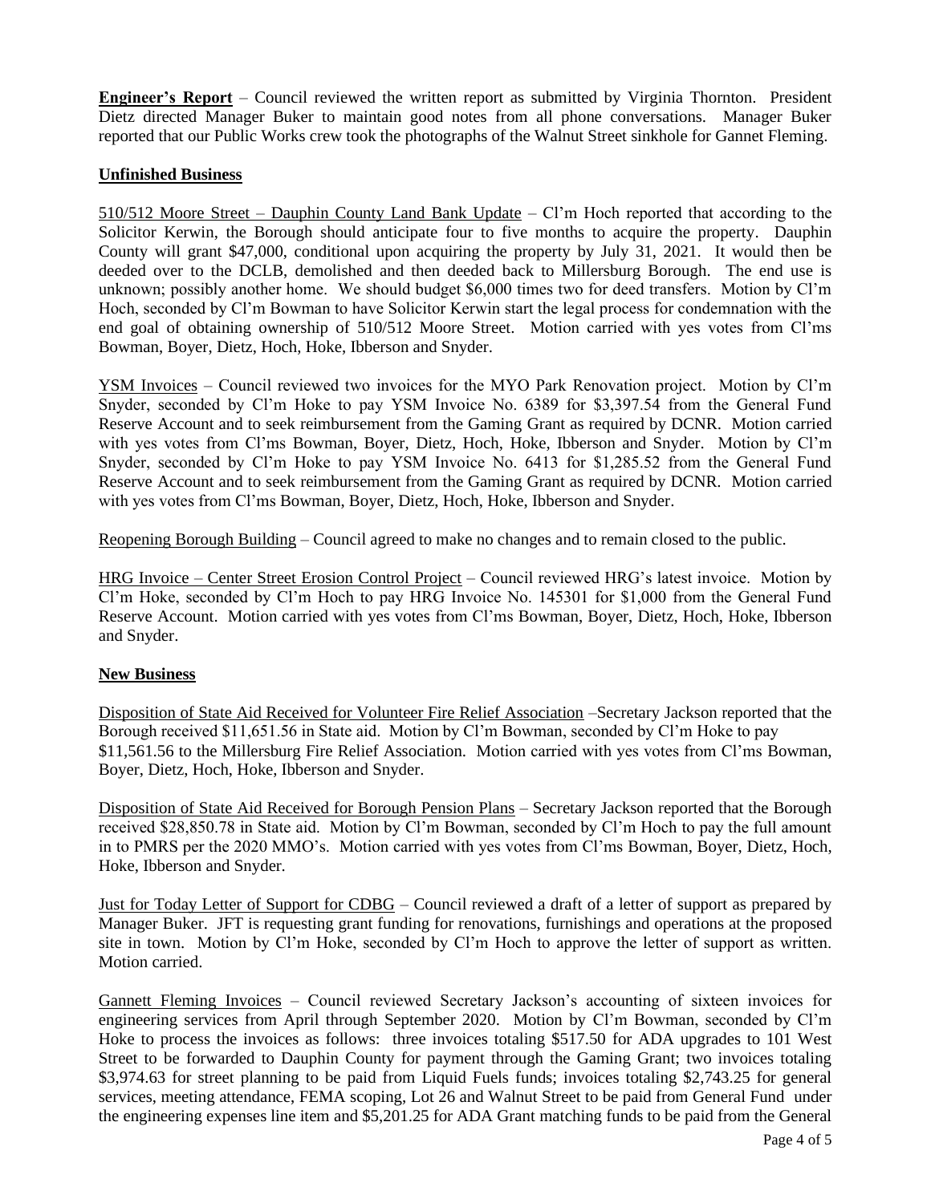**Engineer's Report** – Council reviewed the written report as submitted by Virginia Thornton. President Dietz directed Manager Buker to maintain good notes from all phone conversations. Manager Buker reported that our Public Works crew took the photographs of the Walnut Street sinkhole for Gannet Fleming.

**Unfinished Business**

510/512 Moore Street – Dauphin County Land Bank Update – Cl'm Hoch reported that according to the Solicitor Kerwin, the Borough should anticipate four to five months to acquire the property. Dauphin County will grant $47,000, conditional upon acquiring the property by July 31, 2021. It would then be deeded over to the DCLB, demolished and then deeded back to Millersburg Borough. The end use is unknown; possibly another home. We should budget $6,000 times two for deed transfers. Motion by Cl'm Hoch, seconded by Cl'm Bowman to have Solicitor Kerwin start the legal process for condemnation with the end goal of obtaining ownership of 510/512 Moore Street. Motion carried with yes votes from Cl'ms Bowman, Boyer, Dietz, Hoch, Hoke, Ibberson and Snyder.

YSM Invoices – Council reviewed two invoices for the MYO Park Renovation project. Motion by Cl'm Snyder, seconded by Cl'm Hoke to pay YSM Invoice No. 6389 for $3,397.54 from the General Fund Reserve Account and to seek reimbursement from the Gaming Grant as required by DCNR. Motion carried with yes votes from Cl'ms Bowman, Boyer, Dietz, Hoch, Hoke, Ibberson and Snyder. Motion by Cl'm Snyder, seconded by Cl'm Hoke to pay YSM Invoice No. 6413 for $1,285.52 from the General Fund Reserve Account and to seek reimbursement from the Gaming Grant as required by DCNR. Motion carried with yes votes from Cl'ms Bowman, Boyer, Dietz, Hoch, Hoke, Ibberson and Snyder.

Reopening Borough Building – Council agreed to make no changes and to remain closed to the public.

HRG Invoice – Center Street Erosion Control Project – Council reviewed HRG's latest invoice. Motion by Cl'm Hoke, seconded by Cl'm Hoch to pay HRG Invoice No. 145301 for $1,000 from the General Fund Reserve Account. Motion carried with yes votes from Cl'ms Bowman, Boyer, Dietz, Hoch, Hoke, Ibberson and Snyder.

**New Business**

Disposition of State Aid Received for Volunteer Fire Relief Association –Secretary Jackson reported that the Borough received $11,651.56 in State aid. Motion by Cl'm Bowman, seconded by Cl'm Hoke to pay $11,561.56 to the Millersburg Fire Relief Association. Motion carried with yes votes from Cl'ms Bowman, Boyer, Dietz, Hoch, Hoke, Ibberson and Snyder.

Disposition of State Aid Received for Borough Pension Plans – Secretary Jackson reported that the Borough received $28,850.78 in State aid. Motion by Cl'm Bowman, seconded by Cl'm Hoch to pay the full amount in to PMRS per the 2020 MMO's. Motion carried with yes votes from Cl'ms Bowman, Boyer, Dietz, Hoch, Hoke, Ibberson and Snyder.

Just for Today Letter of Support for CDBG – Council reviewed a draft of a letter of support as prepared by Manager Buker. JFT is requesting grant funding for renovations, furnishings and operations at the proposed site in town. Motion by Cl'm Hoke, seconded by Cl'm Hoch to approve the letter of support as written. Motion carried.

Gannett Fleming Invoices – Council reviewed Secretary Jackson's accounting of sixteen invoices for engineering services from April through September 2020. Motion by Cl'm Bowman, seconded by Cl'm Hoke to process the invoices as follows: three invoices totaling $517.50 for ADA upgrades to 101 West Street to be forwarded to Dauphin County for payment through the Gaming Grant; two invoices totaling $3,974.63 for street planning to be paid from Liquid Fuels funds; invoices totaling $2,743.25 for general services, meeting attendance, FEMA scoping, Lot 26 and Walnut Street to be paid from General Fund under the engineering expenses line item and $5,201.25 for ADA Grant matching funds to be paid from the General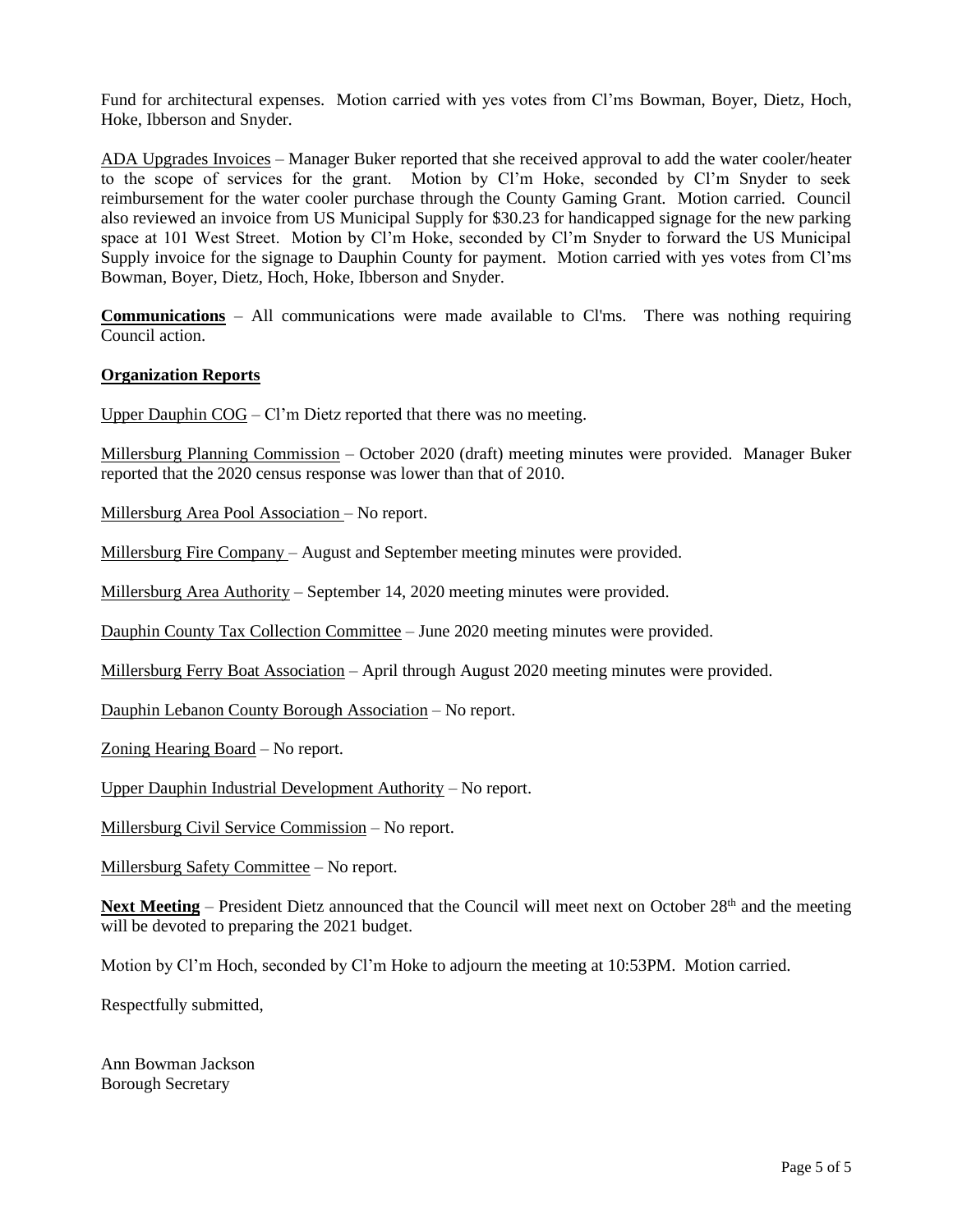Fund for architectural expenses. Motion carried with yes votes from Cl'ms Bowman, Boyer, Dietz, Hoch, Hoke, Ibberson and Snyder.

ADA Upgrades Invoices – Manager Buker reported that she received approval to add the water cooler/heater to the scope of services for the grant. Motion by Cl'm Hoke, seconded by Cl'm Snyder to seek reimbursement for the water cooler purchase through the County Gaming Grant. Motion carried. Council also reviewed an invoice from US Municipal Supply for $30.23 for handicapped signage for the new parking space at 101 West Street. Motion by Cl'm Hoke, seconded by Cl'm Snyder to forward the US Municipal Supply invoice for the signage to Dauphin County for payment. Motion carried with yes votes from Cl'ms Bowman, Boyer, Dietz, Hoch, Hoke, Ibberson and Snyder.

**Communications** – All communications were made available to Cl'ms. There was nothing requiring Council action.

**Organization Reports**

Upper Dauphin COG – Cl'm Dietz reported that there was no meeting.

Millersburg Planning Commission – October 2020 (draft) meeting minutes were provided. Manager Buker reported that the 2020 census response was lower than that of 2010.

Millersburg Area Pool Association – No report.

Millersburg Fire Company – August and September meeting minutes were provided.

Millersburg Area Authority – September 14, 2020 meeting minutes were provided.

Dauphin County Tax Collection Committee – June 2020 meeting minutes were provided.

Millersburg Ferry Boat Association – April through August 2020 meeting minutes were provided.

Dauphin Lebanon County Borough Association – No report.

Zoning Hearing Board – No report.

Upper Dauphin Industrial Development Authority – No report.

Millersburg Civil Service Commission – No report.

Millersburg Safety Committee – No report.

**Next Meeting** – President Dietz announced that the Council will meet next on October 28th and the meeting will be devoted to preparing the 2021 budget.

Motion by Cl'm Hoch, seconded by Cl'm Hoke to adjourn the meeting at 10:53PM. Motion carried.

Respectfully submitted,

Ann Bowman Jackson
Borough Secretary